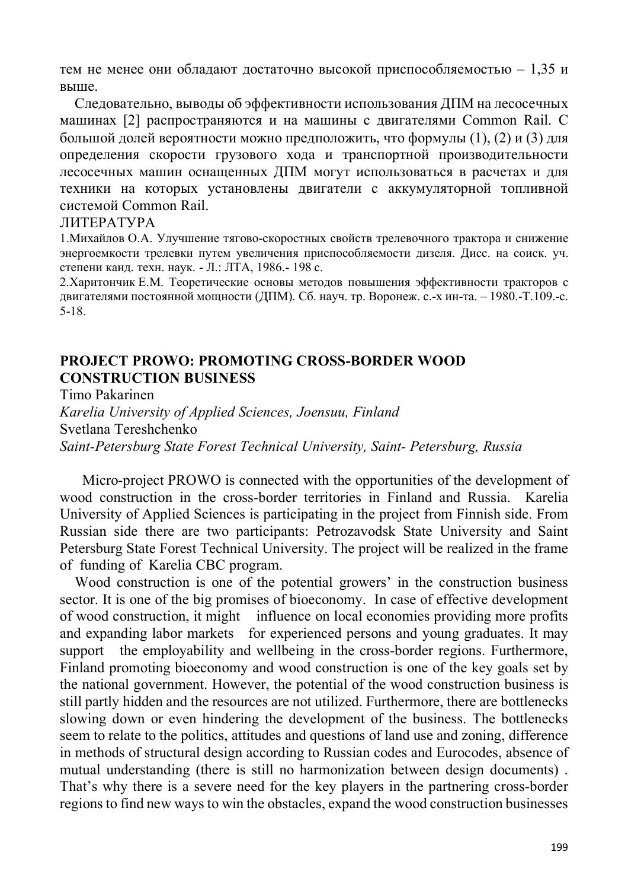тем не менее они обладают достаточно высокой приспособляемостью – 1,35 и выше.

Следовательно, выводы об эффективности использования ДПМ на лесосечных машинах [2] распространяются и на машины с двигателями Common Rail. С большой долей вероятности можно предположить, что формулы (1), (2) и (3) для определения скорости грузового хода и транспортной производительности лесосечных машин оснащенных ДПМ могут использоваться в расчетах и для техники на которых установлены двигатели с аккумуляторной топливной системой Common Rail.

ЛИТЕРАТУРА

1.Михайлов О.А. Улучшение тягово-скоростных свойств трелевочного трактора и снижение энергоемкости трелевки путем увеличения приспособляемости дизеля. Дисс. на соиск. уч. степени канд. техн. наук. - Л.: ЛТА, 1986.- 198 с.

2.Харитончик Е.М. Теоретические основы методов повышения эффективности тракторов с двигателями постоянной мощности (ДПМ). Сб. науч. тр. Воронеж. с.-х ин-та. – 1980.-Т.109.-с. 5-18.

## PROJECT PROWO: PROMOTING CROSS-BORDER WOOD CONSTRUCTION BUSINESS

Timo Pakarinen

*Karelia University of Applied Sciences, Joensuu, Finland*

Svetlana Tereshchenko

*Saint-Petersburg State Forest Technical University, Saint- Petersburg, Russia*

Micro-project PROWO is connected with the opportunities of the development of wood construction in the cross-border territories in Finland and Russia. Karelia University of Applied Sciences is participating in the project from Finnish side. From Russian side there are two participants: Petrozavodsk State University and Saint Petersburg State Forest Technical University. The project will be realized in the frame of funding of Karelia CBC program.

Wood construction is one of the potential growers' in the construction business sector. It is one of the big promises of bioeconomy. In case of effective development of wood construction, it might influence on local economies providing more profits and expanding labor markets for experienced persons and young graduates. It may support the employability and wellbeing in the cross-border regions. Furthermore, Finland promoting bioeconomy and wood construction is one of the key goals set by the national government. However, the potential of the wood construction business is still partly hidden and the resources are not utilized. Furthermore, there are bottlenecks slowing down or even hindering the development of the business. The bottlenecks seem to relate to the politics, attitudes and questions of land use and zoning, difference in methods of structural design according to Russian codes and Eurocodes, absence of mutual understanding (there is still no harmonization between design documents) . That's why there is a severe need for the key players in the partnering cross-border regions to find new ways to win the obstacles, expand the wood construction businesses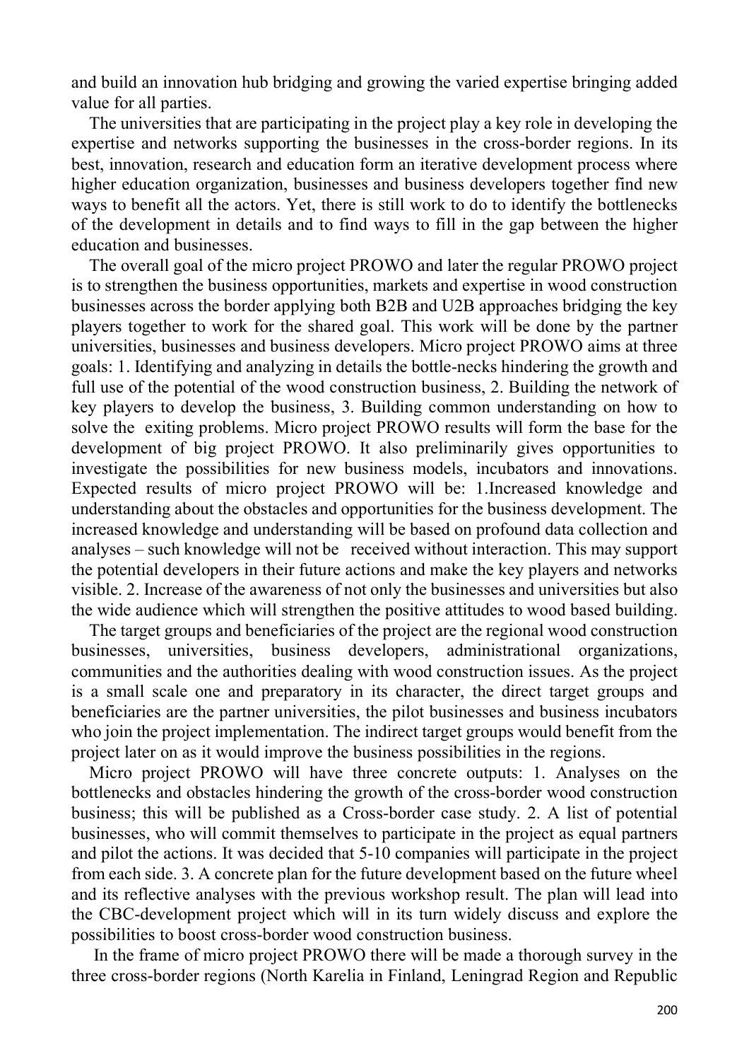and build an innovation hub bridging and growing the varied expertise bringing added value for all parties.

The universities that are participating in the project play a key role in developing the expertise and networks supporting the businesses in the cross-border regions. In its best, innovation, research and education form an iterative development process where higher education organization, businesses and business developers together find new ways to benefit all the actors. Yet, there is still work to do to identify the bottlenecks of the development in details and to find ways to fill in the gap between the higher education and businesses.

The overall goal of the micro project PROWO and later the regular PROWO project is to strengthen the business opportunities, markets and expertise in wood construction businesses across the border applying both B2B and U2B approaches bridging the key players together to work for the shared goal. This work will be done by the partner universities, businesses and business developers. Micro project PROWO aims at three goals: 1. Identifying and analyzing in details the bottle-necks hindering the growth and full use of the potential of the wood construction business, 2. Building the network of key players to develop the business, 3. Building common understanding on how to solve the exiting problems. Micro project PROWO results will form the base for the development of big project PROWO. It also preliminarily gives opportunities to investigate the possibilities for new business models, incubators and innovations. Expected results of micro project PROWO will be: 1.Increased knowledge and understanding about the obstacles and opportunities for the business development. The increased knowledge and understanding will be based on profound data collection and analyses – such knowledge will not be received without interaction. This may support the potential developers in their future actions and make the key players and networks visible. 2. Increase of the awareness of not only the businesses and universities but also the wide audience which will strengthen the positive attitudes to wood based building.

The target groups and beneficiaries of the project are the regional wood construction businesses, universities, business developers, administrational organizations, communities and the authorities dealing with wood construction issues. As the project is a small scale one and preparatory in its character, the direct target groups and beneficiaries are the partner universities, the pilot businesses and business incubators who join the project implementation. The indirect target groups would benefit from the project later on as it would improve the business possibilities in the regions.

Micro project PROWO will have three concrete outputs: 1. Analyses on the bottlenecks and obstacles hindering the growth of the cross-border wood construction business; this will be published as a Cross-border case study. 2. A list of potential businesses, who will commit themselves to participate in the project as equal partners and pilot the actions. It was decided that 5-10 companies will participate in the project from each side. 3. A concrete plan for the future development based on the future wheel and its reflective analyses with the previous workshop result. The plan will lead into the CBC-development project which will in its turn widely discuss and explore the possibilities to boost cross-border wood construction business.

In the frame of micro project PROWO there will be made a thorough survey in the three cross-border regions (North Karelia in Finland, Leningrad Region and Republic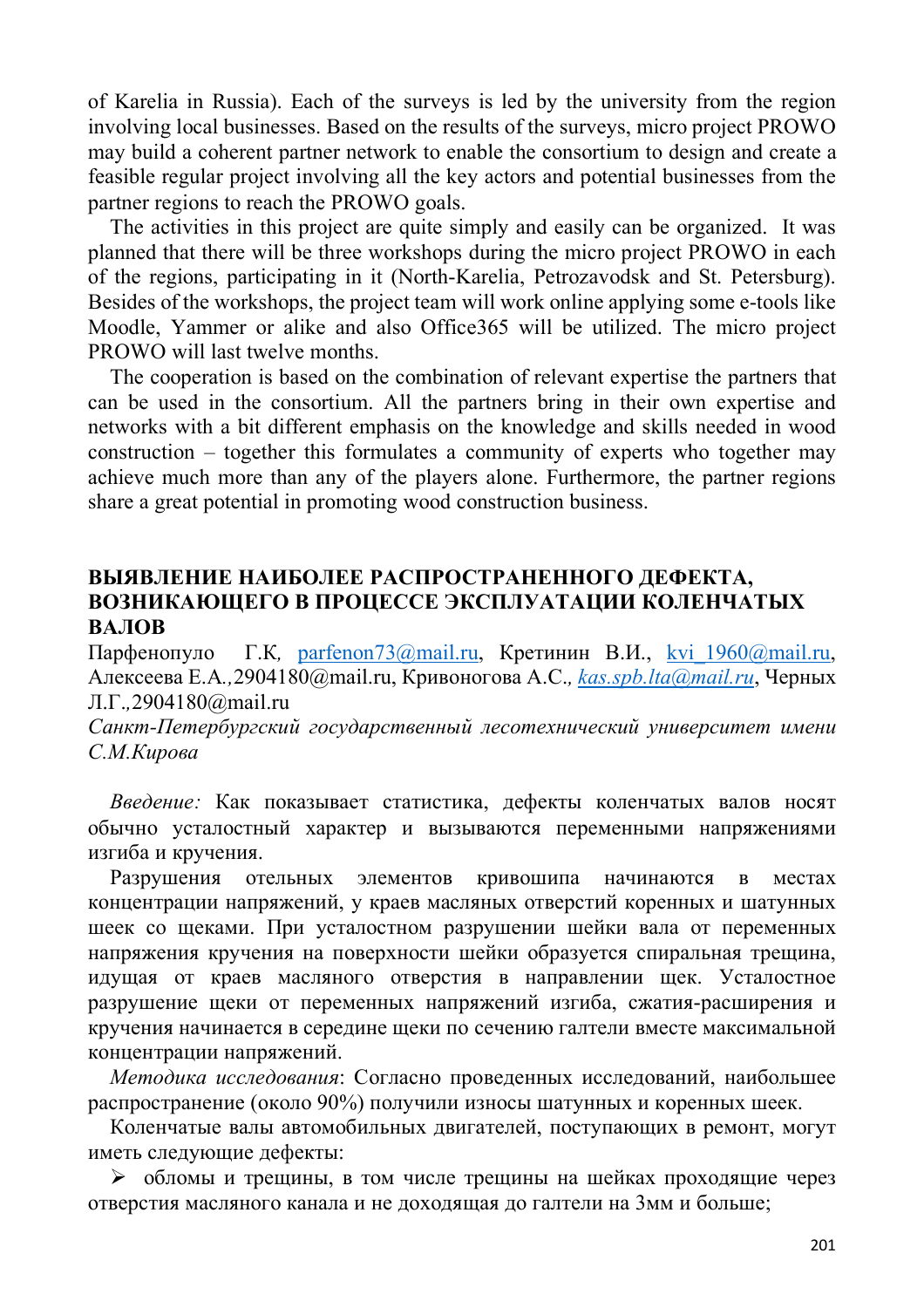of Karelia in Russia). Each of the surveys is led by the university from the region involving local businesses. Based on the results of the surveys, micro project PROWO may build a coherent partner network to enable the consortium to design and create a feasible regular project involving all the key actors and potential businesses from the partner regions to reach the PROWO goals.

The activities in this project are quite simply and easily can be organized. It was planned that there will be three workshops during the micro project PROWO in each of the regions, participating in it (North-Karelia, Petrozavodsk and St. Petersburg). Besides of the workshops, the project team will work online applying some e-tools like Moodle, Yammer or alike and also Office365 will be utilized. The micro project PROWO will last twelve months.

The cooperation is based on the combination of relevant expertise the partners that can be used in the consortium. All the partners bring in their own expertise and networks with a bit different emphasis on the knowledge and skills needed in wood construction – together this formulates a community of experts who together may achieve much more than any of the players alone. Furthermore, the partner regions share a great potential in promoting wood construction business.

## ВЫЯВЛЕНИЕ НАИБОЛЕЕ РАСПРОСТРАНЕННОГО ДЕФЕКТА, ВОЗНИКАЮЩЕГО В ПРОЦЕССЕ ЭКСПЛУАТАЦИИ КОЛЕНЧАТЫХ ВАЛОВ

Парфенопуло Г.К, parfenon73@mail.ru, Кретинин В.И., kvi_1960@mail.ru, Алексеева Е.А.,2904180@mail.ru, Кривоногова А.С., *kas.spb.lta@mail.ru*, Черных Л.Г.,2904180@mail.ru

*Санкт-Петербургский государственный лесотехнический университет имени С.М.Кирова*

*Введение:* Как показывает статистика, дефекты коленчатых валов носят обычно усталостный характер и вызываются переменными напряжениями изгиба и кручения.

Разрушения отельных элементов кривошипа начинаются в местах концентрации напряжений, у краев масляных отверстий коренных и шатунных шеек со щеками. При усталостном разрушении шейки вала от переменных напряжения кручения на поверхности шейки образуется спиральная трещина, идущая от краев масляного отверстия в направлении щек. Усталостное разрушение щеки от переменных напряжений изгиба, сжатия-расширения и кручения начинается в середине щеки по сечению галтели вместе максимальной концентрации напряжений.

*Методика исследования*: Согласно проведенных исследований, наибольшее распространение (около 90%) получили износы шатунных и коренных шеек.

Коленчатые валы автомобильных двигателей, поступающих в ремонт, могут иметь следующие дефекты:

- обломы и трещины, в том числе трещины на шейках проходящие через отверстия масляного канала и не доходящая до галтели на 3мм и больше;